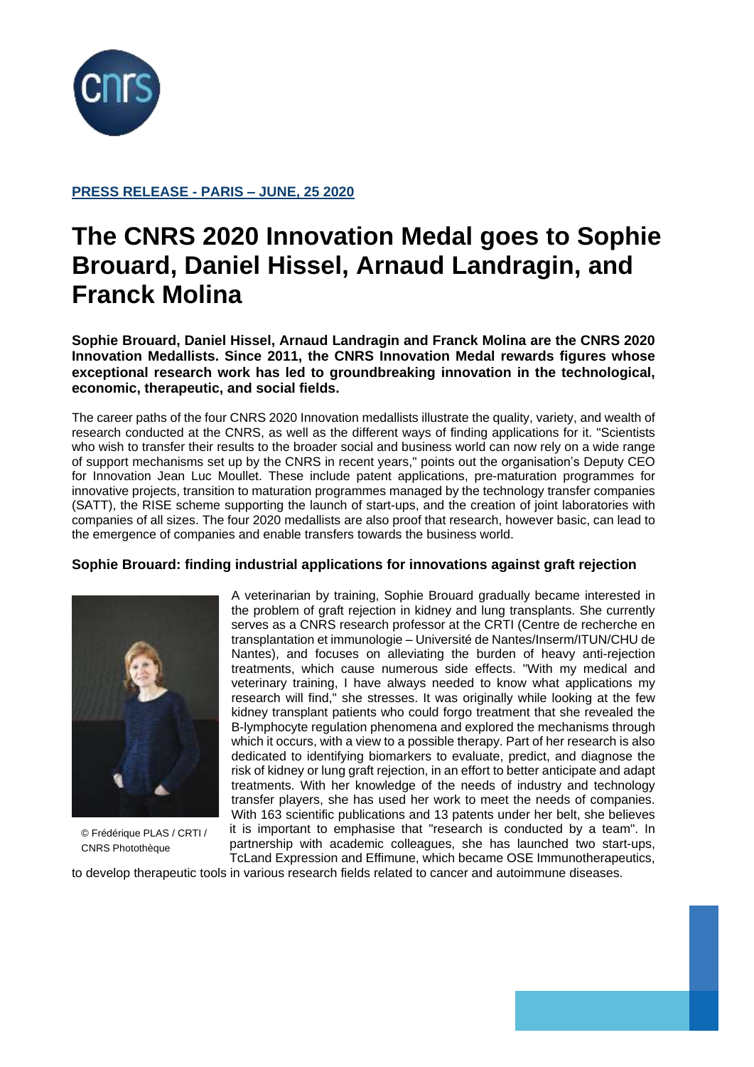**PRESS RELEASE - PARIS – JUNE, 25 2020**

# The CNRS 2020 Innovation Medal goes to Sophie Brouard, Daniel Hissel, Arnaud Landragin, and Franck Molina

**Sophie Brouard, Daniel Hissel, Arnaud Landragin and Franck Molina are the CNRS 2020 Innovation Medallists. Since 2011, the CNRS Innovation Medal rewards figures whose exceptional research work has led to groundbreaking innovation in the technological, economic, therapeutic, and social fields.**

The career paths of the four CNRS 2020 Innovation medallists illustrate the quality, variety, and wealth of research conducted at the CNRS, as well as the different ways of finding applications for it. "Scientists who wish to transfer their results to the broader social and business world can now rely on a wide range of support mechanisms set up by the CNRS in recent years," points out the organisation's Deputy CEO for Innovation Jean Luc Moullet. These include patent applications, pre-maturation programmes for innovative projects, transition to maturation programmes managed by the technology transfer companies (SATT), the RISE scheme supporting the launch of start-ups, and the creation of joint laboratories with companies of all sizes. The four 2020 medallists are also proof that research, however basic, can lead to the emergence of companies and enable transfers towards the business world.

### Sophie Brouard: finding industrial applications for innovations against graft rejection

© Frédérique PLAS / CRTI / CNRS Photothèque

A veterinarian by training, Sophie Brouard gradually became interested in the problem of graft rejection in kidney and lung transplants. She currently serves as a CNRS research professor at the CRTI (Centre de recherche en transplantation et immunologie – Université de Nantes/Inserm/ITUN/CHU de Nantes), and focuses on alleviating the burden of heavy anti-rejection treatments, which cause numerous side effects. "With my medical and veterinary training, I have always needed to know what applications my research will find," she stresses. It was originally while looking at the few kidney transplant patients who could forgo treatment that she revealed the B-lymphocyte regulation phenomena and explored the mechanisms through which it occurs, with a view to a possible therapy. Part of her research is also dedicated to identifying biomarkers to evaluate, predict, and diagnose the risk of kidney or lung graft rejection, in an effort to better anticipate and adapt treatments. With her knowledge of the needs of industry and technology transfer players, she has used her work to meet the needs of companies. With 163 scientific publications and 13 patents under her belt, she believes it is important to emphasise that "research is conducted by a team". In partnership with academic colleagues, she has launched two start-ups, TcLand Expression and Effimune, which became OSE Immunotherapeutics, to develop therapeutic tools in various research fields related to cancer and autoimmune diseases.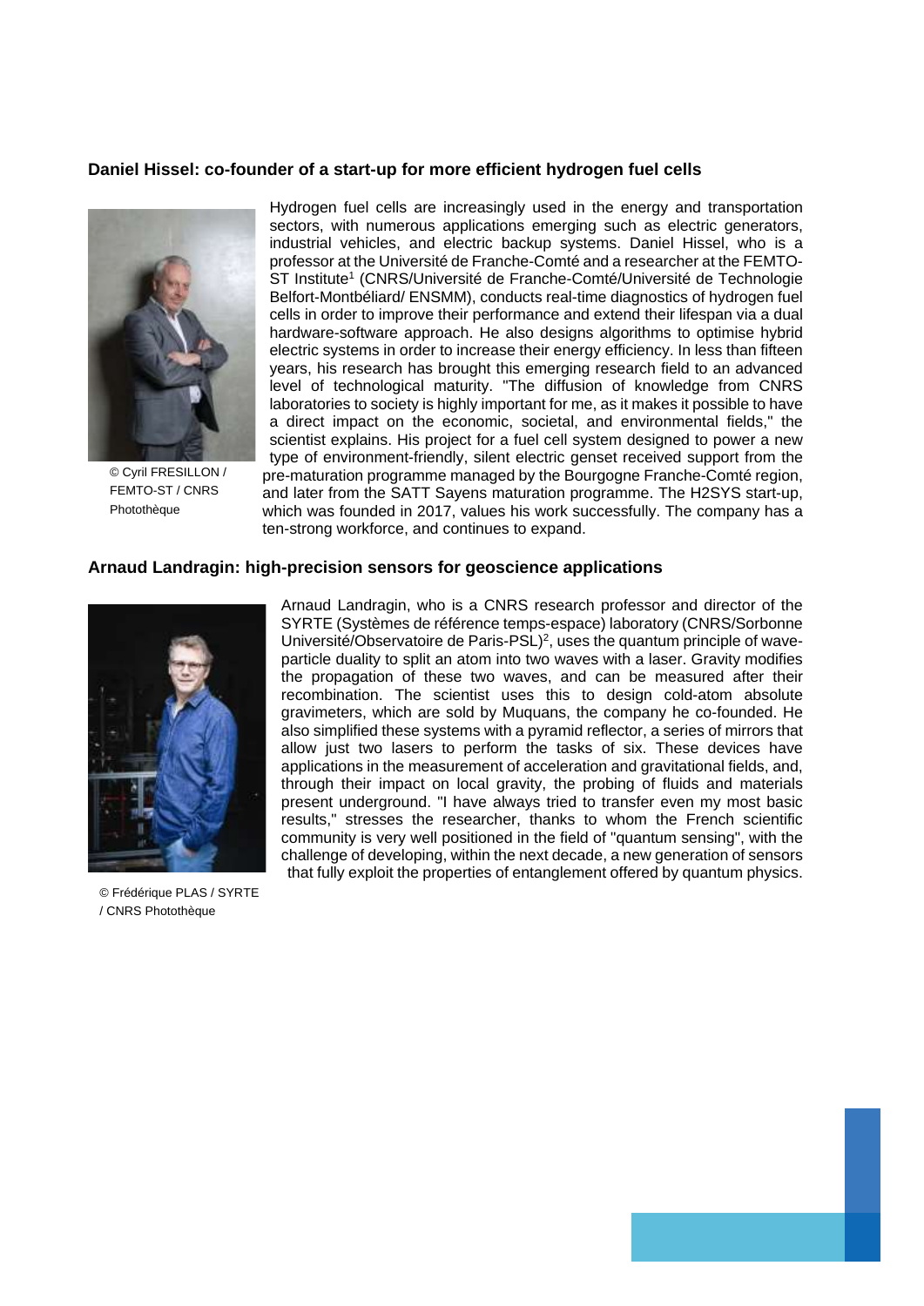**Daniel Hissel: co-founder of a start-up for more efficient hydrogen fuel cells**

© Cyril FRESILLON / FEMTO-ST / CNRS Photothèque

Hydrogen fuel cells are increasingly used in the energy and transportation sectors, with numerous applications emerging such as electric generators, industrial vehicles, and electric backup systems. Daniel Hissel, who is a professor at the Université de Franche-Comté and a researcher at the FEMTO-ST Institute[1] (CNRS/Université de Franche-Comté/Université de Technologie Belfort-Montbéliard/ ENSMM), conducts real-time diagnostics of hydrogen fuel cells in order to improve their performance and extend their lifespan via a dual hardware-software approach. He also designs algorithms to optimise hybrid electric systems in order to increase their energy efficiency. In less than fifteen years, his research has brought this emerging research field to an advanced level of technological maturity. "The diffusion of knowledge from CNRS laboratories to society is highly important for me, as it makes it possible to have a direct impact on the economic, societal, and environmental fields," the scientist explains. His project for a fuel cell system designed to power a new type of environment-friendly, silent electric genset received support from the pre-maturation programme managed by the Bourgogne Franche-Comté region, and later from the SATT Sayens maturation programme. The H2SYS start-up, which was founded in 2017, values his work successfully. The company has a ten-strong workforce, and continues to expand.

**Arnaud Landragin: high-precision sensors for geoscience applications**

© Frédérique PLAS / SYRTE / CNRS Photothèque

Arnaud Landragin, who is a CNRS research professor and director of the SYRTE (Systèmes de référence temps-espace) laboratory (CNRS/Sorbonne Université/Observatoire de Paris-PSL)[2], uses the quantum principle of wave-particle duality to split an atom into two waves with a laser. Gravity modifies the propagation of these two waves, and can be measured after their recombination. The scientist uses this to design cold-atom absolute gravimeters, which are sold by Muquans, the company he co-founded. He also simplified these systems with a pyramid reflector, a series of mirrors that allow just two lasers to perform the tasks of six. These devices have applications in the measurement of acceleration and gravitational fields, and, through their impact on local gravity, the probing of fluids and materials present underground. "I have always tried to transfer even my most basic results," stresses the researcher, thanks to whom the French scientific community is very well positioned in the field of "quantum sensing", with the challenge of developing, within the next decade, a new generation of sensors that fully exploit the properties of entanglement offered by quantum physics.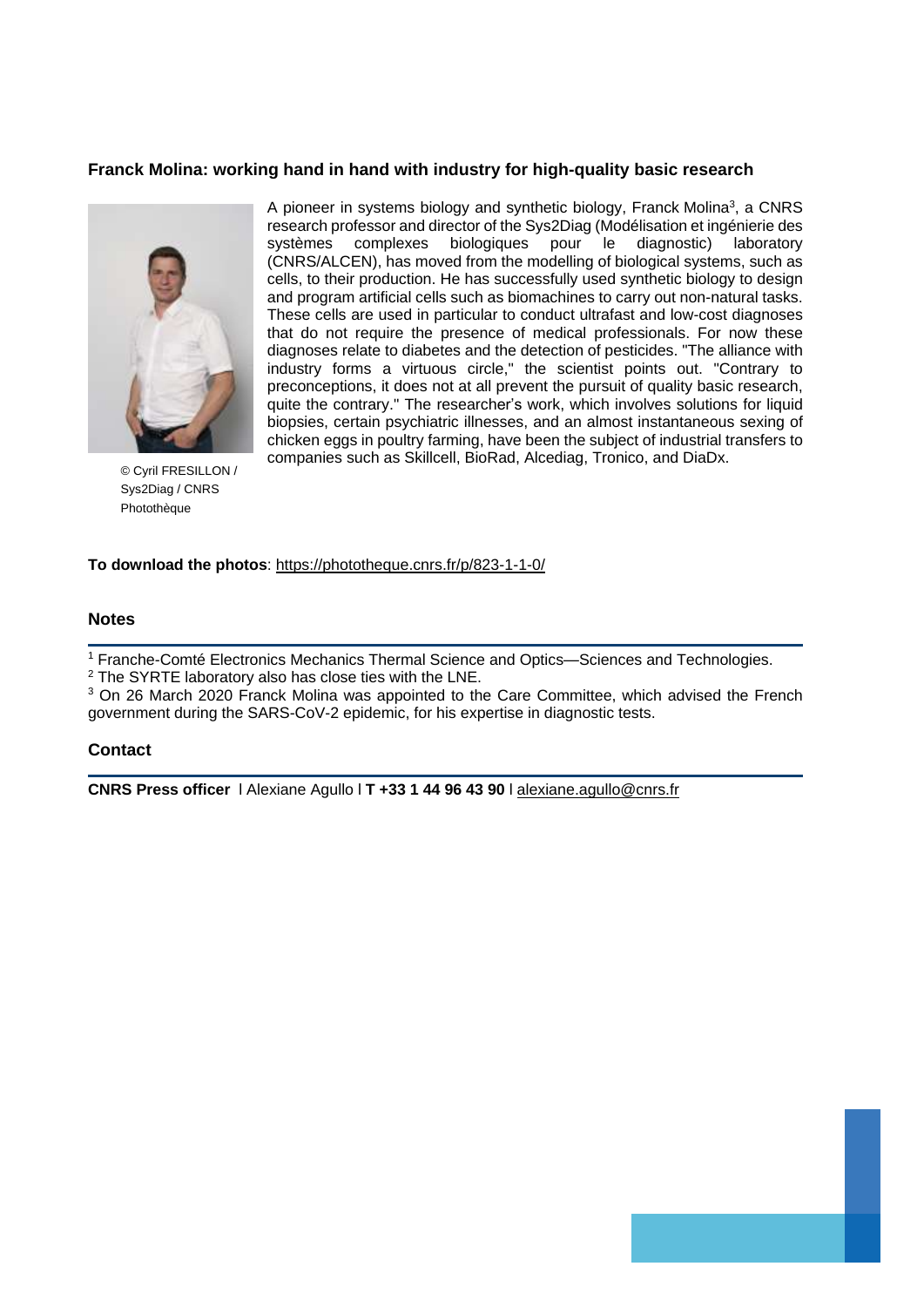**Franck Molina: working hand in hand with industry for high-quality basic research**

A pioneer in systems biology and synthetic biology, Franck Molina[3], a CNRS research professor and director of the Sys2Diag (Modélisation et ingénierie des systèmes complexes biologiques pour le diagnostic) laboratory (CNRS/ALCEN), has moved from the modelling of biological systems, such as cells, to their production. He has successfully used synthetic biology to design and program artificial cells such as biomachines to carry out non-natural tasks. These cells are used in particular to conduct ultrafast and low-cost diagnoses that do not require the presence of medical professionals. For now these diagnoses relate to diabetes and the detection of pesticides. "The alliance with industry forms a virtuous circle," the scientist points out. "Contrary to preconceptions, it does not at all prevent the pursuit of quality basic research, quite the contrary." The researcher's work, which involves solutions for liquid biopsies, certain psychiatric illnesses, and an almost instantaneous sexing of chicken eggs in poultry farming, have been the subject of industrial transfers to companies such as Skillcell, BioRad, Alcediag, Tronico, and DiaDx.

© Cyril FRESILLON / Sys2Diag / CNRS Photothèque

**To download the photos**: https://phototheque.cnrs.fr/p/823-1-1-0/

## Notes

[1] Franche-Comté Electronics Mechanics Thermal Science and Optics—Sciences and Technologies.
[2] The SYRTE laboratory also has close ties with the LNE.
[3] On 26 March 2020 Franck Molina was appointed to the Care Committee, which advised the French government during the SARS-CoV-2 epidemic, for his expertise in diagnostic tests.

## Contact

**CNRS Press officer** l Alexiane Agullo l **T +33 1 44 96 43 90** l alexiane.agullo@cnrs.fr